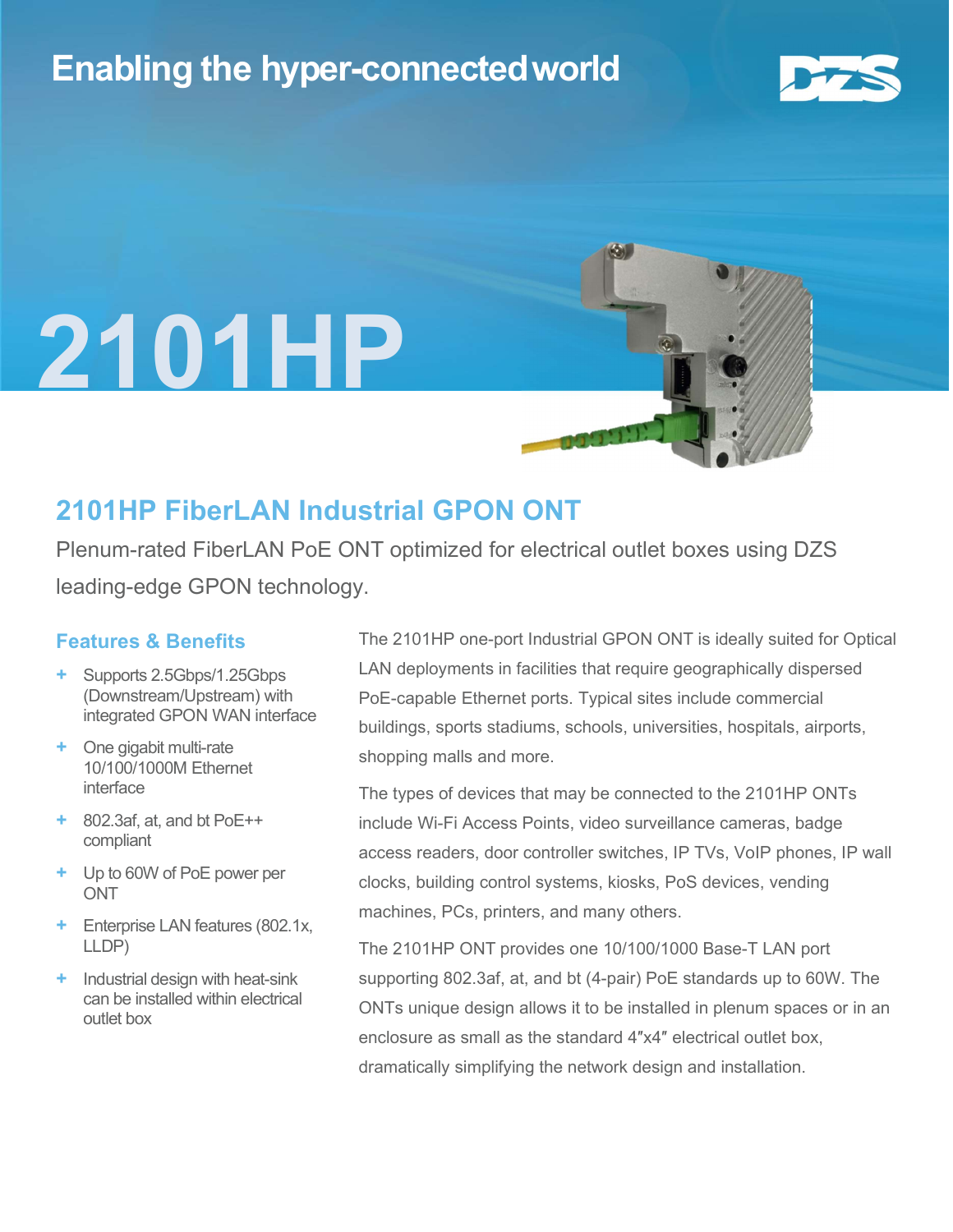Enabling the hyper-connected world

# 2101HP

## 2101HP FiberLAN Industrial GPON ONT

Plenum-rated FiberLAN PoE ONT optimized for electrical outlet boxes using DZS leading-edge GPON technology.

### Features & Benefits

- Supports 2.5Gbps/1.25Gbps (Downstream/Upstream) with integrated GPON WAN interface
- One gigabit multi-rate 10/100/1000M Ethernet interface
- 802.3af, at, and bt PoE++ compliant
- Up to 60W of PoE power per ONT
- Enterprise LAN features (802.1x, LLDP)
- Industrial design with heat-sink can be installed within electrical outlet box

The 2101HP one-port Industrial GPON ONT is ideally suited for Optical LAN deployments in facilities that require geographically dispersed PoE-capable Ethernet ports. Typical sites include commercial buildings, sports stadiums, schools, universities, hospitals, airports, shopping malls and more.

The types of devices that may be connected to the 2101HP ONTs include Wi-Fi Access Points, video surveillance cameras, badge access readers, door controller switches, IP TVs, VoIP phones, IP wall clocks, building control systems, kiosks, PoS devices, vending machines, PCs, printers, and many others.

The 2101HP ONT provides one 10/100/1000 Base-T LAN port supporting 802.3af, at, and bt (4-pair) PoE standards up to 60W. The ONTs unique design allows it to be installed in plenum spaces or in an enclosure as small as the standard 4″x4″ electrical outlet box, dramatically simplifying the network design and installation.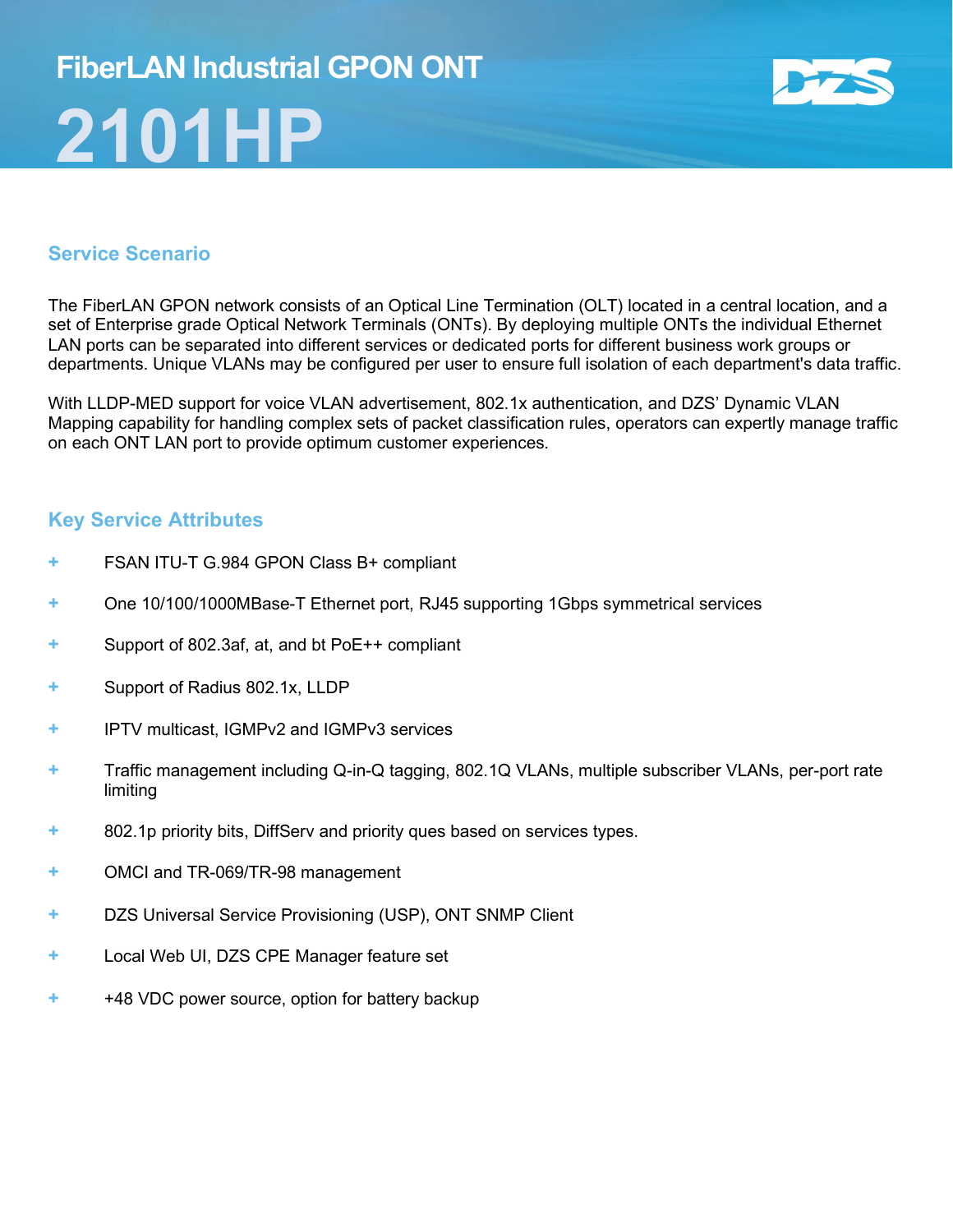# FiberLAN Industrial GPON ONT

# 2101HP

## Service Scenario

The FiberLAN GPON network consists of an Optical Line Termination (OLT) located in a central location, and a set of Enterprise grade Optical Network Terminals (ONTs). By deploying multiple ONTs the individual Ethernet LAN ports can be separated into different services or dedicated ports for different business work groups or departments. Unique VLANs may be configured per user to ensure full isolation of each department's data traffic.

With LLDP-MED support for voice VLAN advertisement, 802.1x authentication, and DZS' Dynamic VLAN Mapping capability for handling complex sets of packet classification rules, operators can expertly manage traffic on each ONT LAN port to provide optimum customer experiences.

## Key Service Attributes

- FSAN ITU-T G.984 GPON Class B+ compliant
- One 10/100/1000MBase-T Ethernet port, RJ45 supporting 1Gbps symmetrical services
- Support of 802.3af, at, and bt PoE++ compliant
- Support of Radius 802.1x, LLDP
- IPTV multicast, IGMPv2 and IGMPv3 services
- Traffic management including Q-in-Q tagging, 802.1Q VLANs, multiple subscriber VLANs, per-port rate limiting
- 802.1p priority bits, DiffServ and priority ques based on services types.
- OMCI and TR-069/TR-98 management
- DZS Universal Service Provisioning (USP), ONT SNMP Client
- Local Web UI, DZS CPE Manager feature set
- +48 VDC power source, option for battery backup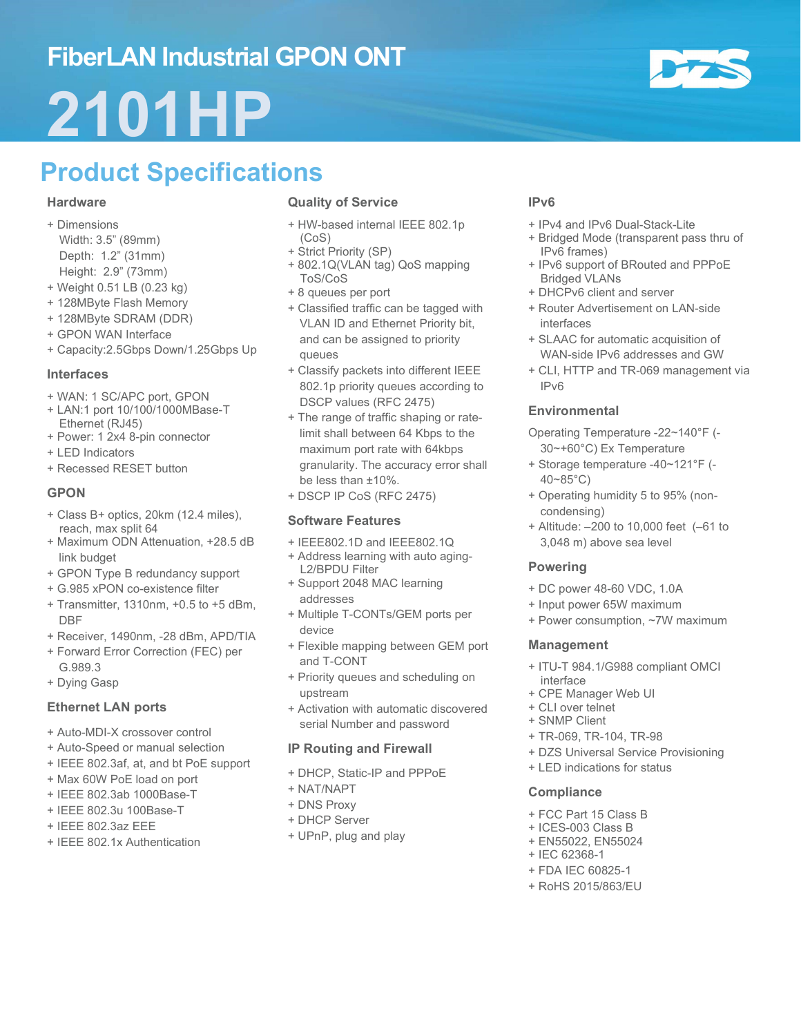# FiberLAN Industrial GPON ONT

# 2101HP

## Product Specifications

### Hardware

+ Dimensions
  Width: 3.5" (89mm)
  Depth: 1.2" (31mm)
  Height: 2.9" (73mm)
+ Weight 0.51 LB (0.23 kg)
+ 128MByte Flash Memory
+ 128MByte SDRAM (DDR)
+ GPON WAN Interface
+ Capacity:2.5Gbps Down/1.25Gbps Up

### Interfaces

+ WAN: 1 SC/APC port, GPON
+ LAN:1 port 10/100/1000MBase-T Ethernet (RJ45)
+ Power: 1 2x4 8-pin connector
+ LED Indicators
+ Recessed RESET button

### GPON

+ Class B+ optics, 20km (12.4 miles), reach, max split 64
+ Maximum ODN Attenuation, +28.5 dB link budget
+ GPON Type B redundancy support
+ G.985 xPON co-existence filter
+ Transmitter, 1310nm, +0.5 to +5 dBm, DBF
+ Receiver, 1490nm, -28 dBm, APD/TIA
+ Forward Error Correction (FEC) per G.989.3
+ Dying Gasp

### Ethernet LAN ports

+ Auto-MDI-X crossover control
+ Auto-Speed or manual selection
+ IEEE 802.3af, at, and bt PoE support
+ Max 60W PoE load on port
+ IEEE 802.3ab 1000Base-T
+ IEEE 802.3u 100Base-T
+ IEEE 802.3az EEE
+ IEEE 802.1x Authentication

### Quality of Service

+ HW-based internal IEEE 802.1p (CoS)
+ Strict Priority (SP)
+ 802.1Q(VLAN tag) QoS mapping ToS/CoS
+ 8 queues per port
+ Classified traffic can be tagged with VLAN ID and Ethernet Priority bit, and can be assigned to priority queues
+ Classify packets into different IEEE 802.1p priority queues according to DSCP values (RFC 2475)
+ The range of traffic shaping or rate-limit shall between 64 Kbps to the maximum port rate with 64kbps granularity. The accuracy error shall be less than ±10%.
+ DSCP IP CoS (RFC 2475)

### Software Features

+ IEEE802.1D and IEEE802.1Q
+ Address learning with auto aging-L2/BPDU Filter
+ Support 2048 MAC learning addresses
+ Multiple T-CONTs/GEM ports per device
+ Flexible mapping between GEM port and T-CONT
+ Priority queues and scheduling on upstream
+ Activation with automatic discovered serial Number and password

### IP Routing and Firewall

+ DHCP, Static-IP and PPPoE
+ NAT/NAPT
+ DNS Proxy
+ DHCP Server
+ UPnP, plug and play

### IPv6

+ IPv4 and IPv6 Dual-Stack-Lite
+ Bridged Mode (transparent pass thru of IPv6 frames)
+ IPv6 support of BRouted and PPPoE Bridged VLANs
+ DHCPv6 client and server
+ Router Advertisement on LAN-side interfaces
+ SLAAC for automatic acquisition of WAN-side IPv6 addresses and GW
+ CLI, HTTP and TR-069 management via IPv6

### Environmental

Operating Temperature -22~140°F (-30~+60°C) Ex Temperature
+ Storage temperature -40~121°F (-40~85°C)
+ Operating humidity 5 to 95% (non-condensing)
+ Altitude: –200 to 10,000 feet (–61 to 3,048 m) above sea level

### Powering

+ DC power 48-60 VDC, 1.0A
+ Input power 65W maximum
+ Power consumption, ~7W maximum

### Management

+ ITU-T 984.1/G988 compliant OMCI interface
+ CPE Manager Web UI
+ CLI over telnet
+ SNMP Client
+ TR-069, TR-104, TR-98
+ DZS Universal Service Provisioning
+ LED indications for status

### Compliance

+ FCC Part 15 Class B
+ ICES-003 Class B
+ EN55022, EN55024
+ IEC 62368-1
+ FDA IEC 60825-1
+ RoHS 2015/863/EU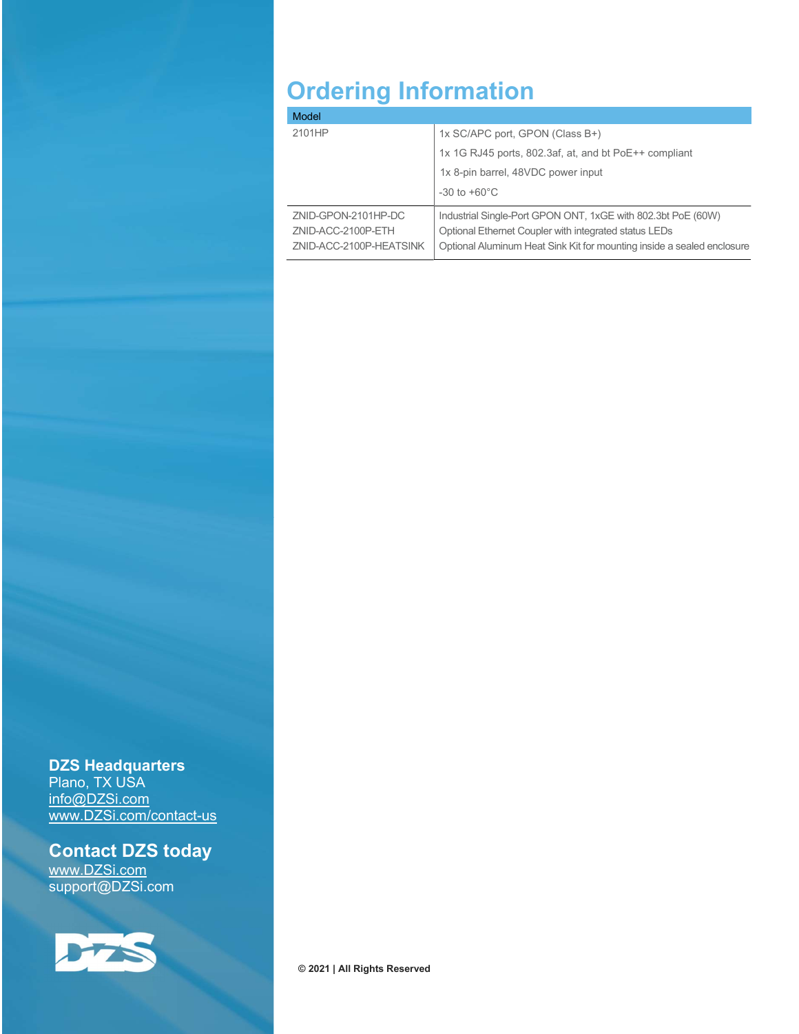# Ordering Information

| Model | |
|---|---|
| 2101HP | 1x SC/APC port, GPON (Class B+)<br>1x 1G RJ45 ports, 802.3af, at, and bt PoE++ compliant<br>1x 8-pin barrel, 48VDC power input<br>-30 to +60°C |
| ZNID-GPON-2101HP-DC | Industrial Single-Port GPON ONT, 1xGE with 802.3bt PoE (60W) |
| ZNID-ACC-2100P-ETH | Optional Ethernet Coupler with integrated status LEDs |
| ZNID-ACC-2100P-HEATSINK | Optional Aluminum Heat Sink Kit for mounting inside a sealed enclosure |

**DZS Headquarters**
Plano, TX USA
info@DZSi.com
www.DZSi.com/contact-us

**Contact DZS today**
www.DZSi.com
support@DZSi.com

**© 2021 | All Rights Reserved**